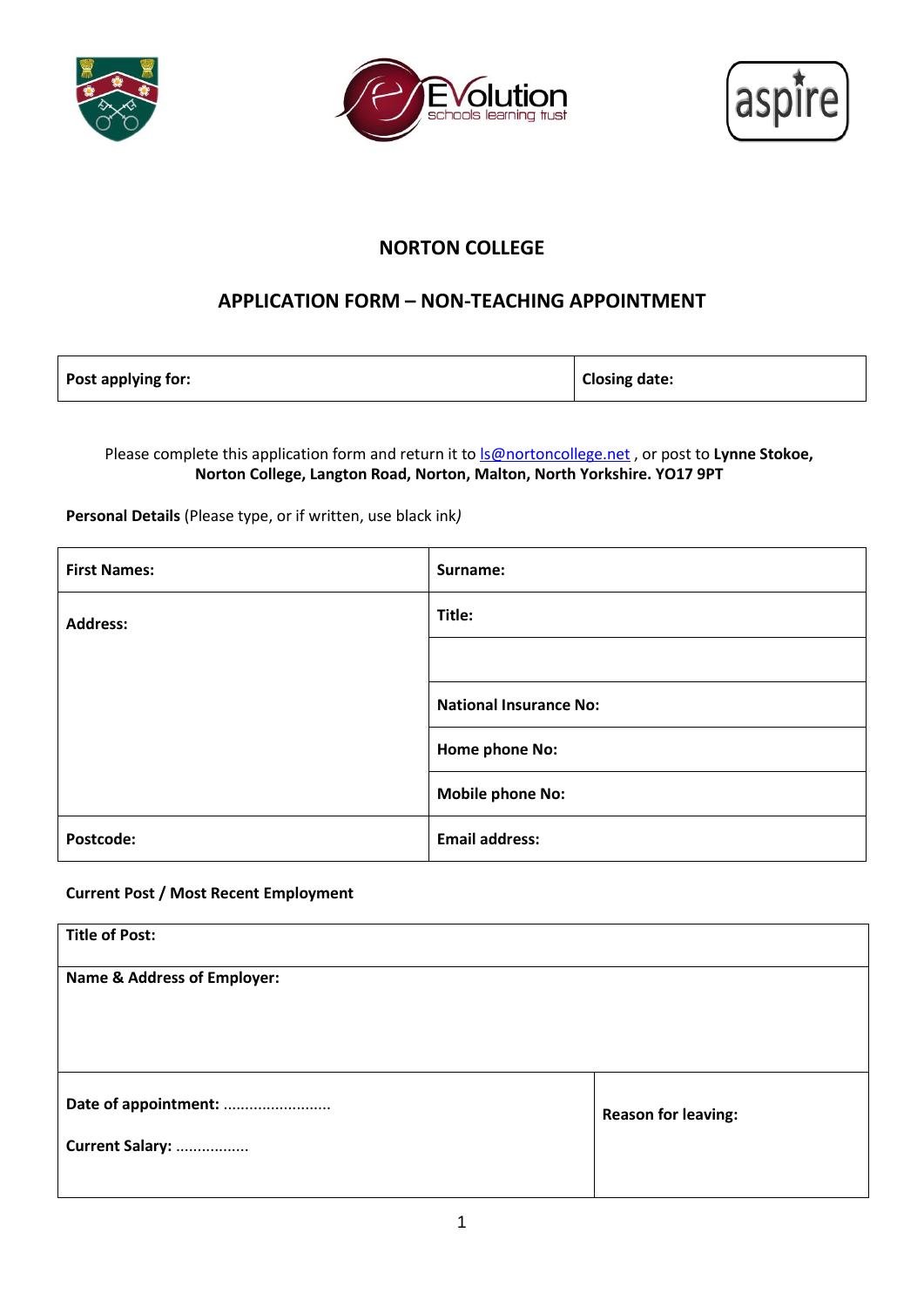# NORTON COLLEGE

## APPLICATION FORM – NON-TEACHING APPOINTMENT

| Post applying for: | Closing date: |
|---|---|

Please complete this application form and return it to ls@nortoncollege.net , or post to **Lynne Stokoe, Norton College, Langton Road, Norton, Malton, North Yorkshire. YO17 9PT**

**Personal Details** (Please type, or if written, use black ink*)*

| First Names: | Surname: |
|---|---|
| Address: | Title: |
| | |
| | National Insurance No: |
| | Home phone No: |
| | Mobile phone No: |
| Postcode: | Email address: |

**Current Post / Most Recent Employment**

| Title of Post: | |
|---|---|
| Name & Address of Employer: | |
| Date of appointment: ......................... Current Salary: ................. | Reason for leaving: |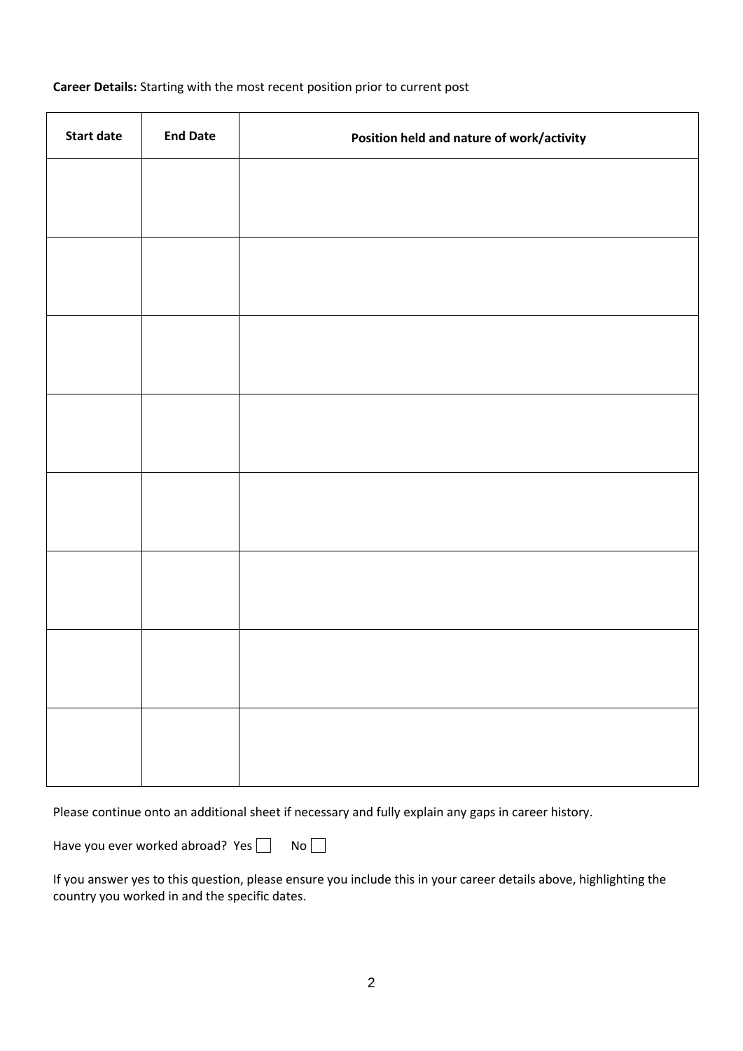**Career Details:** Starting with the most recent position prior to current post

| Start date | End Date | Position held and nature of work/activity |
|---|---|---|
| | | |
| | | |
| | | |
| | | |
| | | |
| | | |
| | | |
| | | |

Please continue onto an additional sheet if necessary and fully explain any gaps in career history.

Have you ever worked abroad? Yes ☐ No ☐

If you answer yes to this question, please ensure you include this in your career details above, highlighting the country you worked in and the specific dates.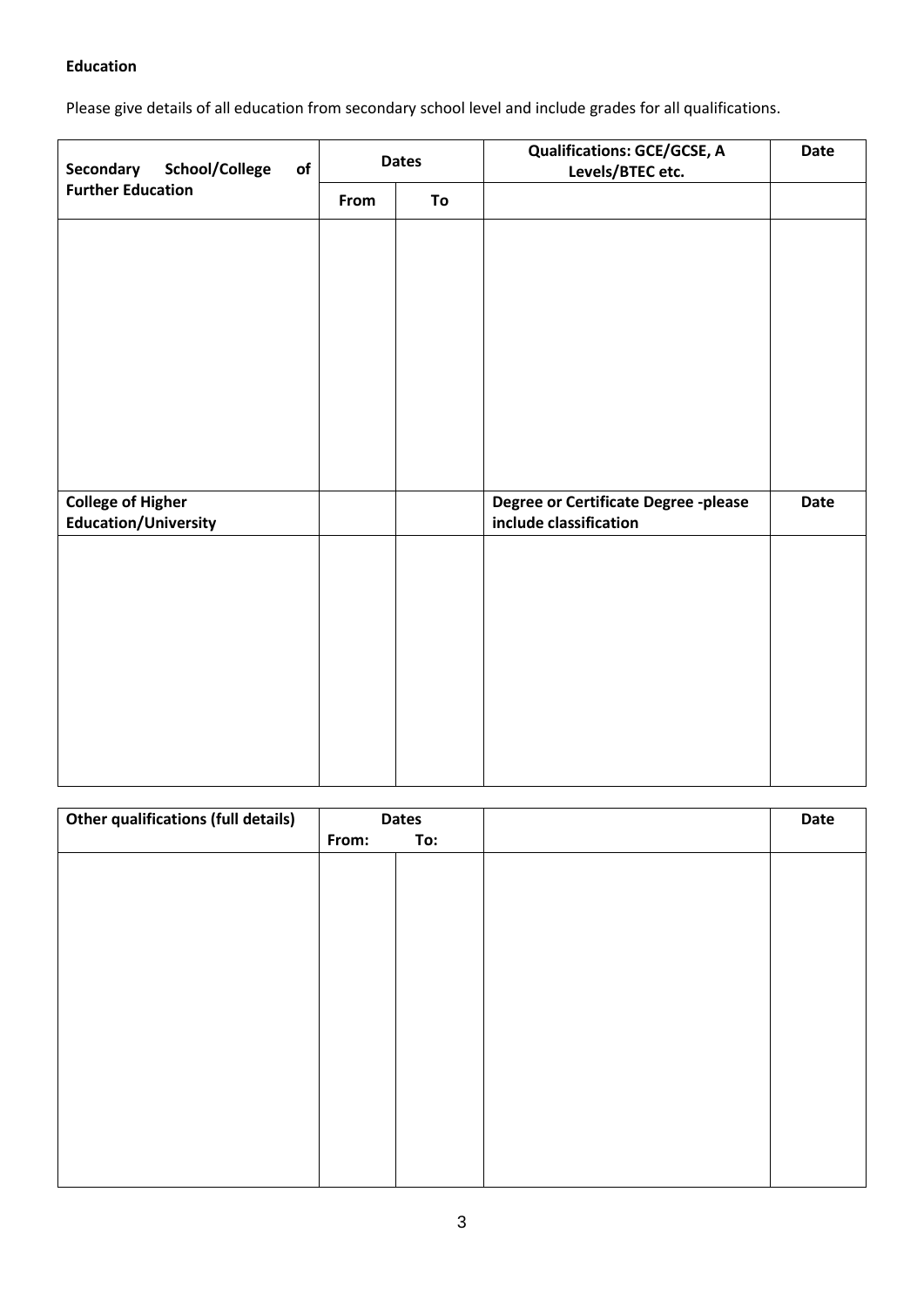**Education**

Please give details of all education from secondary school level and include grades for all qualifications.

| Secondary School/College of Further Education | Dates | | Qualifications: GCE/GCSE, A Levels/BTEC etc. | Date |
|---|---|---|---|---|
| | From | To | | |
| | | | | |
| **College of Higher Education/University** | | | **Degree or Certificate Degree -please include classification** | **Date** |
| | | | | |

| Other qualifications (full details) | Dates | | | Date |
|---|---|---|---|---|
| | From: | To: | | |
| | | | | |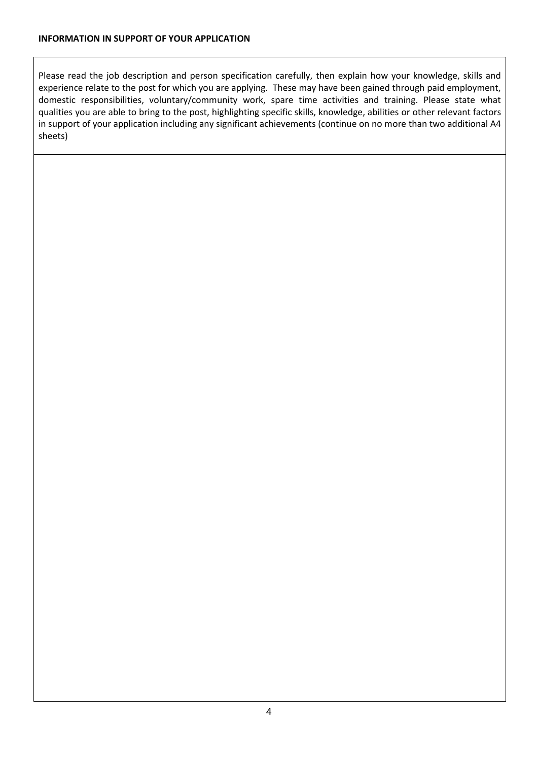**INFORMATION IN SUPPORT OF YOUR APPLICATION**

Please read the job description and person specification carefully, then explain how your knowledge, skills and experience relate to the post for which you are applying. These may have been gained through paid employment, domestic responsibilities, voluntary/community work, spare time activities and training. Please state what qualities you are able to bring to the post, highlighting specific skills, knowledge, abilities or other relevant factors in support of your application including any significant achievements (continue on no more than two additional A4 sheets)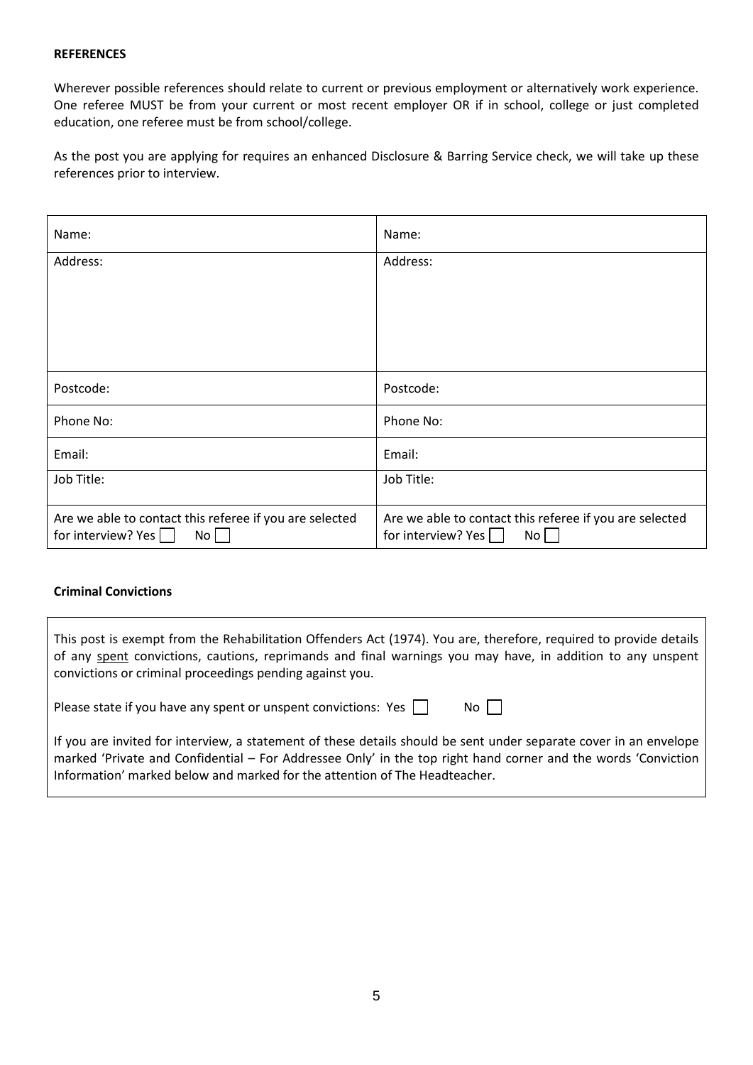**REFERENCES**

Wherever possible references should relate to current or previous employment or alternatively work experience. One referee MUST be from your current or most recent employer OR if in school, college or just completed education, one referee must be from school/college.

As the post you are applying for requires an enhanced Disclosure & Barring Service check, we will take up these references prior to interview.

| Name: | Name: |
|---|---|
| Address: | Address: |
| Postcode: | Postcode: |
| Phone No: | Phone No: |
| Email: | Email: |
| Job Title: | Job Title: |
| Are we able to contact this referee if you are selected for interview? Yes ☐ No ☐ | Are we able to contact this referee if you are selected for interview? Yes ☐ No ☐ |

**Criminal Convictions**

This post is exempt from the Rehabilitation Offenders Act (1974). You are, therefore, required to provide details of any spent convictions, cautions, reprimands and final warnings you may have, in addition to any unspent convictions or criminal proceedings pending against you.

Please state if you have any spent or unspent convictions: Yes ☐ No ☐

If you are invited for interview, a statement of these details should be sent under separate cover in an envelope marked 'Private and Confidential – For Addressee Only' in the top right hand corner and the words 'Conviction Information' marked below and marked for the attention of The Headteacher.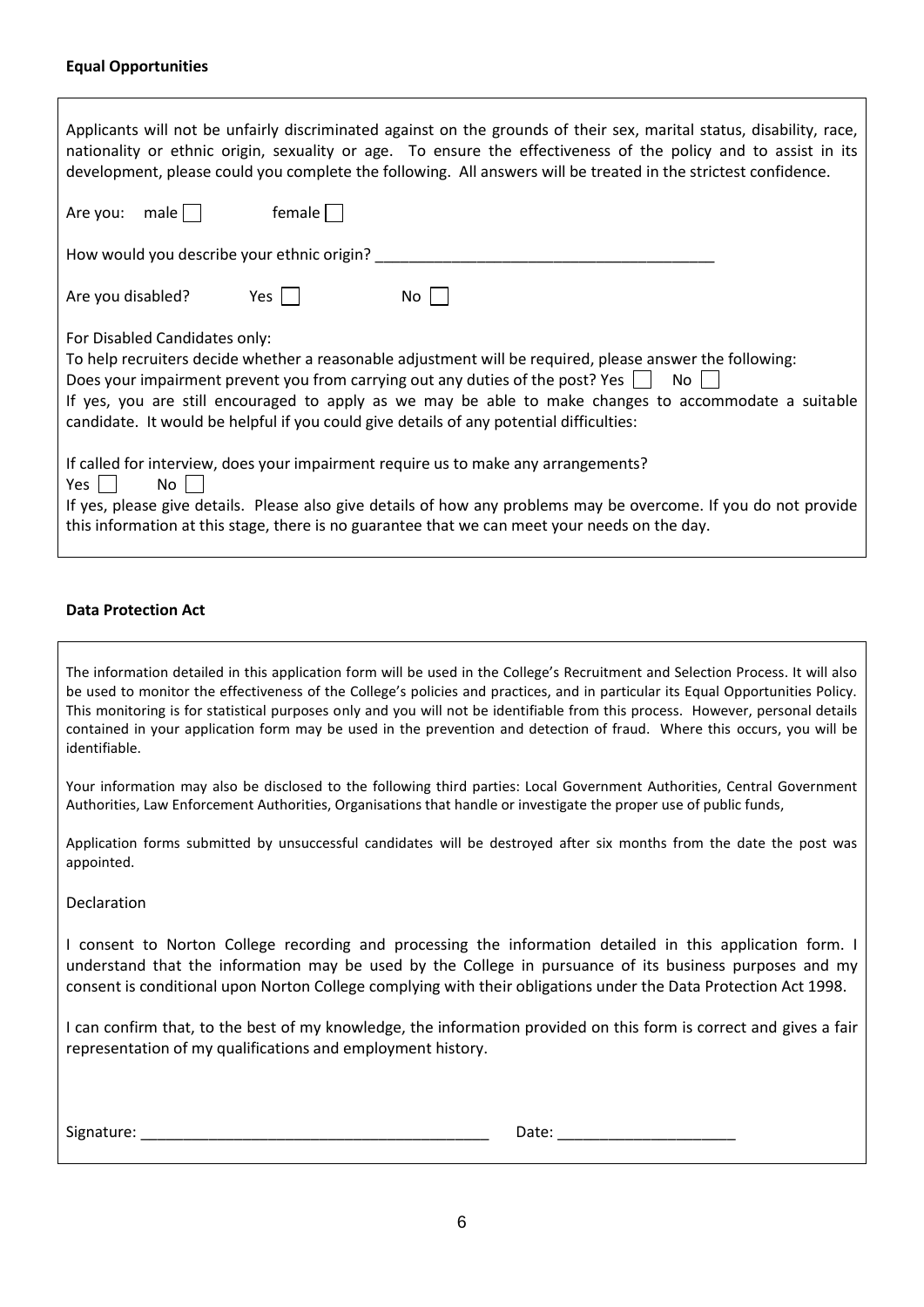**Equal Opportunities**

Applicants will not be unfairly discriminated against on the grounds of their sex, marital status, disability, race, nationality or ethnic origin, sexuality or age. To ensure the effectiveness of the policy and to assist in its development, please could you complete the following. All answers will be treated in the strictest confidence.

Are you: male ☐ female ☐

How would you describe your ethnic origin? ________________________________________

Are you disabled? Yes ☐ No ☐

For Disabled Candidates only:
To help recruiters decide whether a reasonable adjustment will be required, please answer the following:
Does your impairment prevent you from carrying out any duties of the post? Yes ☐ No ☐
If yes, you are still encouraged to apply as we may be able to make changes to accommodate a suitable candidate. It would be helpful if you could give details of any potential difficulties:

If called for interview, does your impairment require us to make any arrangements?
Yes ☐ No ☐
If yes, please give details. Please also give details of how any problems may be overcome. If you do not provide this information at this stage, there is no guarantee that we can meet your needs on the day.

**Data Protection Act**

The information detailed in this application form will be used in the College's Recruitment and Selection Process. It will also be used to monitor the effectiveness of the College's policies and practices, and in particular its Equal Opportunities Policy. This monitoring is for statistical purposes only and you will not be identifiable from this process. However, personal details contained in your application form may be used in the prevention and detection of fraud. Where this occurs, you will be identifiable.

Your information may also be disclosed to the following third parties: Local Government Authorities, Central Government Authorities, Law Enforcement Authorities, Organisations that handle or investigate the proper use of public funds,

Application forms submitted by unsuccessful candidates will be destroyed after six months from the date the post was appointed.

Declaration

I consent to Norton College recording and processing the information detailed in this application form. I understand that the information may be used by the College in pursuance of its business purposes and my consent is conditional upon Norton College complying with their obligations under the Data Protection Act 1998.

I can confirm that, to the best of my knowledge, the information provided on this form is correct and gives a fair representation of my qualifications and employment history.

Signature: ________________________________________ Date: ____________________